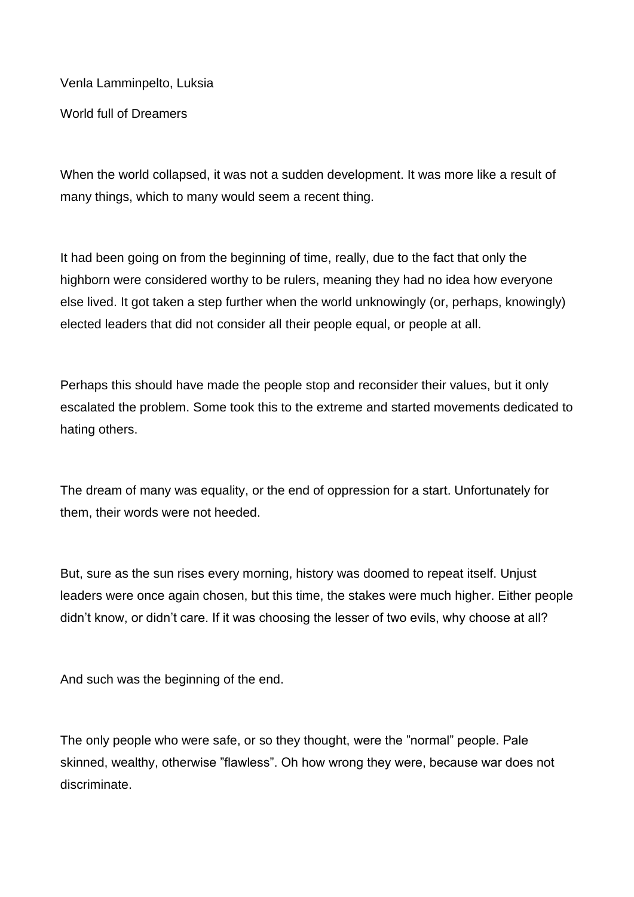Venla Lamminpelto, Luksia

World full of Dreamers

When the world collapsed, it was not a sudden development. It was more like a result of many things, which to many would seem a recent thing.

It had been going on from the beginning of time, really, due to the fact that only the highborn were considered worthy to be rulers, meaning they had no idea how everyone else lived. It got taken a step further when the world unknowingly (or, perhaps, knowingly) elected leaders that did not consider all their people equal, or people at all.

Perhaps this should have made the people stop and reconsider their values, but it only escalated the problem. Some took this to the extreme and started movements dedicated to hating others.

The dream of many was equality, or the end of oppression for a start. Unfortunately for them, their words were not heeded.

But, sure as the sun rises every morning, history was doomed to repeat itself. Unjust leaders were once again chosen, but this time, the stakes were much higher. Either people didn't know, or didn't care. If it was choosing the lesser of two evils, why choose at all?

And such was the beginning of the end.

The only people who were safe, or so they thought, were the ”normal” people. Pale skinned, wealthy, otherwise ”flawless”. Oh how wrong they were, because war does not discriminate.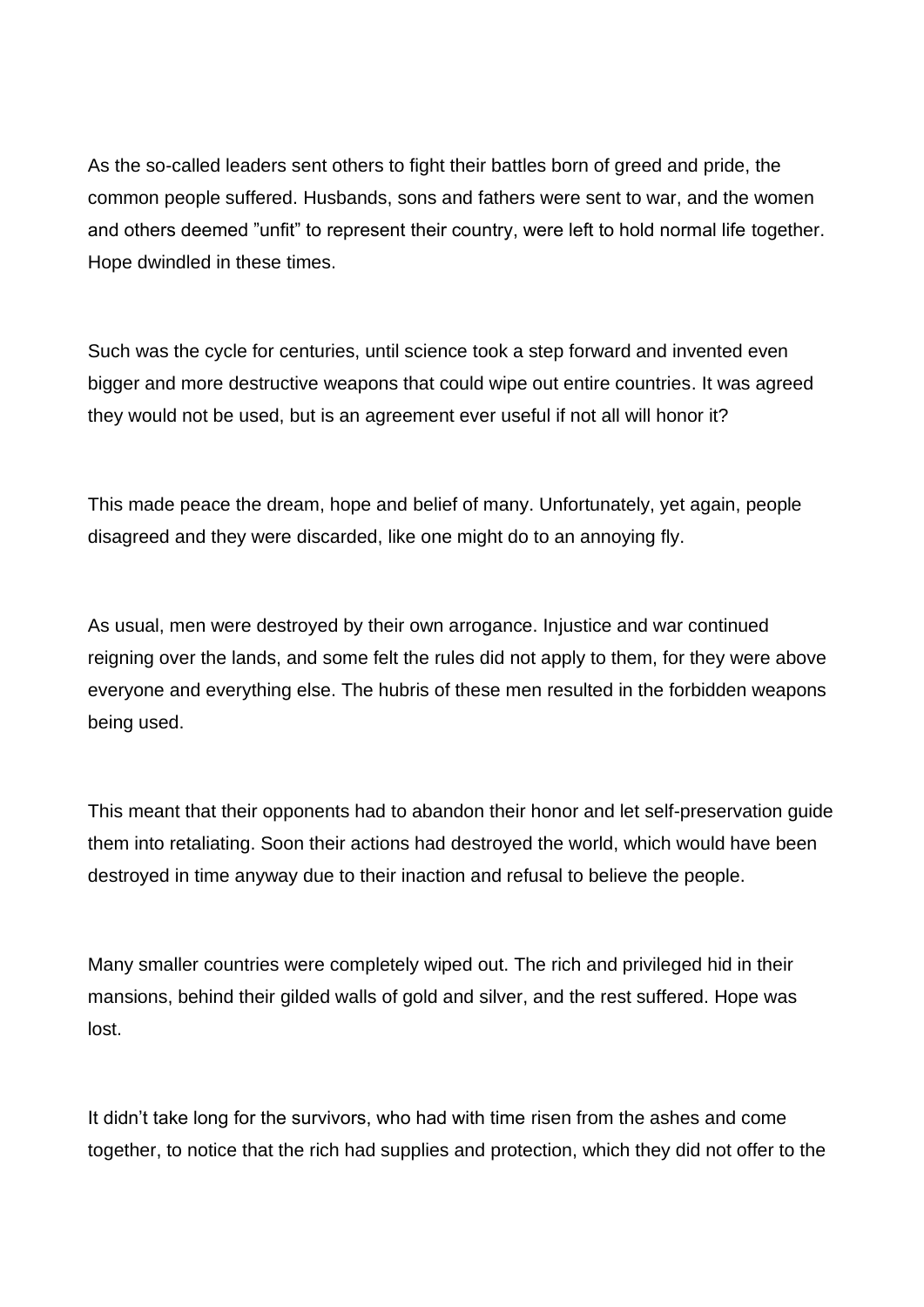As the so-called leaders sent others to fight their battles born of greed and pride, the common people suffered. Husbands, sons and fathers were sent to war, and the women and others deemed ”unfit” to represent their country, were left to hold normal life together. Hope dwindled in these times.

Such was the cycle for centuries, until science took a step forward and invented even bigger and more destructive weapons that could wipe out entire countries. It was agreed they would not be used, but is an agreement ever useful if not all will honor it?

This made peace the dream, hope and belief of many. Unfortunately, yet again, people disagreed and they were discarded, like one might do to an annoying fly.

As usual, men were destroyed by their own arrogance. Injustice and war continued reigning over the lands, and some felt the rules did not apply to them, for they were above everyone and everything else. The hubris of these men resulted in the forbidden weapons being used.

This meant that their opponents had to abandon their honor and let self-preservation guide them into retaliating. Soon their actions had destroyed the world, which would have been destroyed in time anyway due to their inaction and refusal to believe the people.

Many smaller countries were completely wiped out. The rich and privileged hid in their mansions, behind their gilded walls of gold and silver, and the rest suffered. Hope was lost.

It didn’t take long for the survivors, who had with time risen from the ashes and come together, to notice that the rich had supplies and protection, which they did not offer to the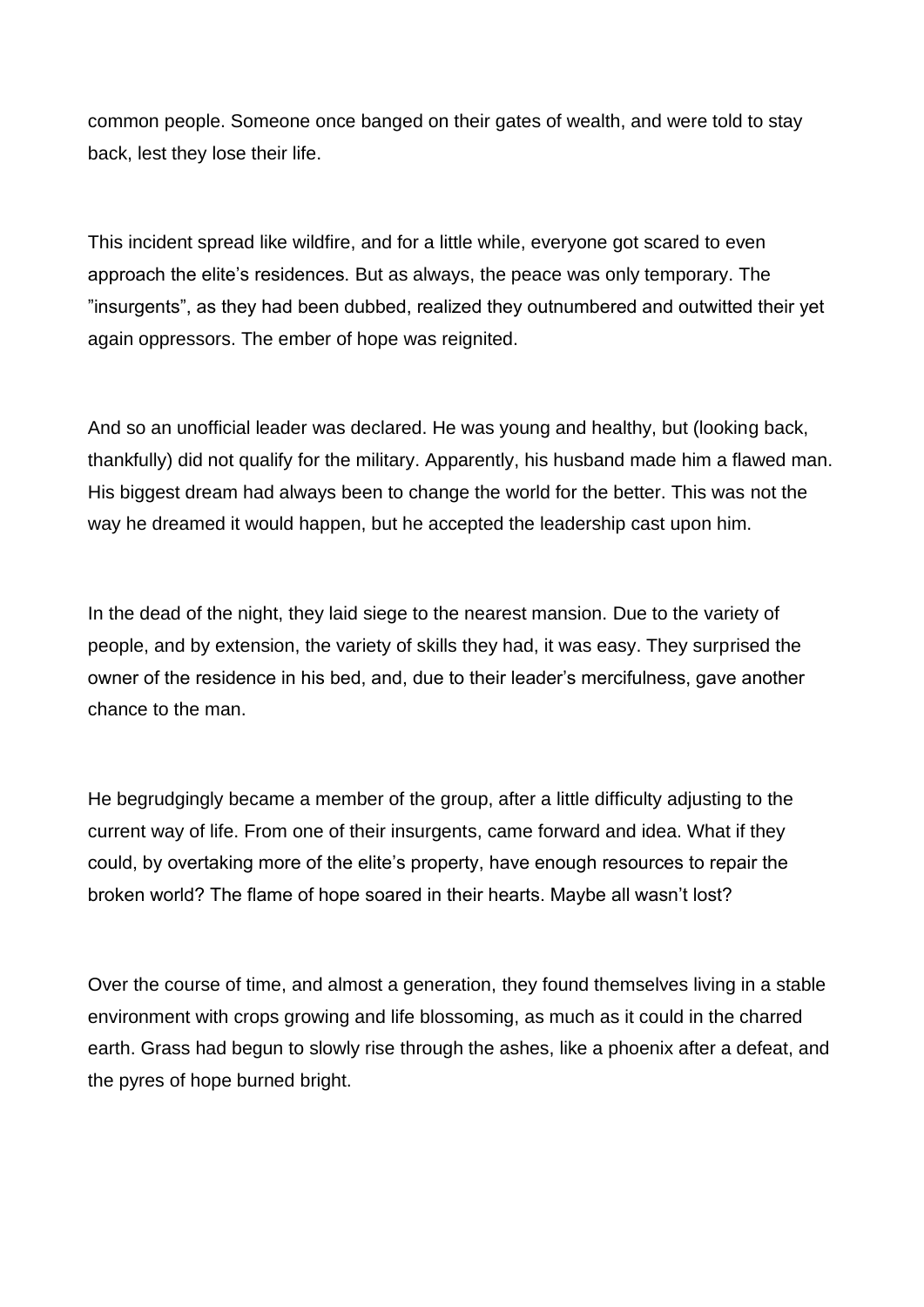common people. Someone once banged on their gates of wealth, and were told to stay back, lest they lose their life.

This incident spread like wildfire, and for a little while, everyone got scared to even approach the elite's residences. But as always, the peace was only temporary. The "insurgents", as they had been dubbed, realized they outnumbered and outwitted their yet again oppressors. The ember of hope was reignited.

And so an unofficial leader was declared. He was young and healthy, but (looking back, thankfully) did not qualify for the military. Apparently, his husband made him a flawed man. His biggest dream had always been to change the world for the better. This was not the way he dreamed it would happen, but he accepted the leadership cast upon him.

In the dead of the night, they laid siege to the nearest mansion. Due to the variety of people, and by extension, the variety of skills they had, it was easy. They surprised the owner of the residence in his bed, and, due to their leader's mercifulness, gave another chance to the man.

He begrudgingly became a member of the group, after a little difficulty adjusting to the current way of life. From one of their insurgents, came forward and idea. What if they could, by overtaking more of the elite's property, have enough resources to repair the broken world? The flame of hope soared in their hearts. Maybe all wasn't lost?

Over the course of time, and almost a generation, they found themselves living in a stable environment with crops growing and life blossoming, as much as it could in the charred earth. Grass had begun to slowly rise through the ashes, like a phoenix after a defeat, and the pyres of hope burned bright.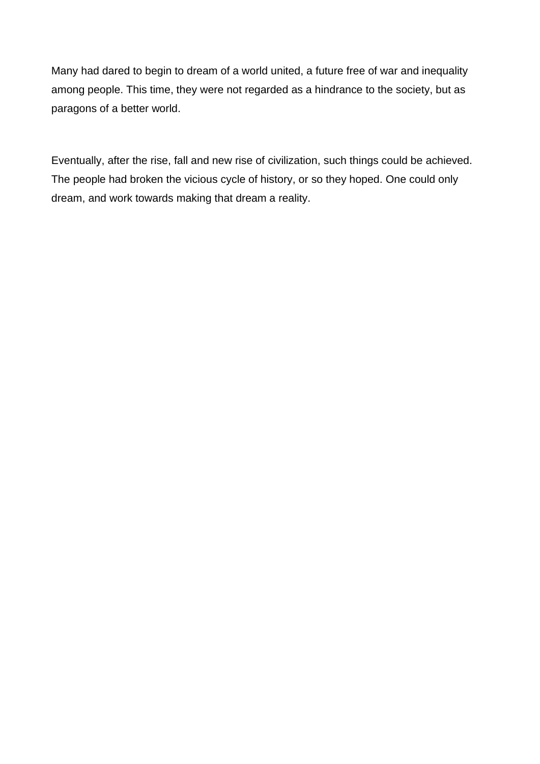Many had dared to begin to dream of a world united, a future free of war and inequality among people. This time, they were not regarded as a hindrance to the society, but as paragons of a better world.

Eventually, after the rise, fall and new rise of civilization, such things could be achieved. The people had broken the vicious cycle of history, or so they hoped. One could only dream, and work towards making that dream a reality.